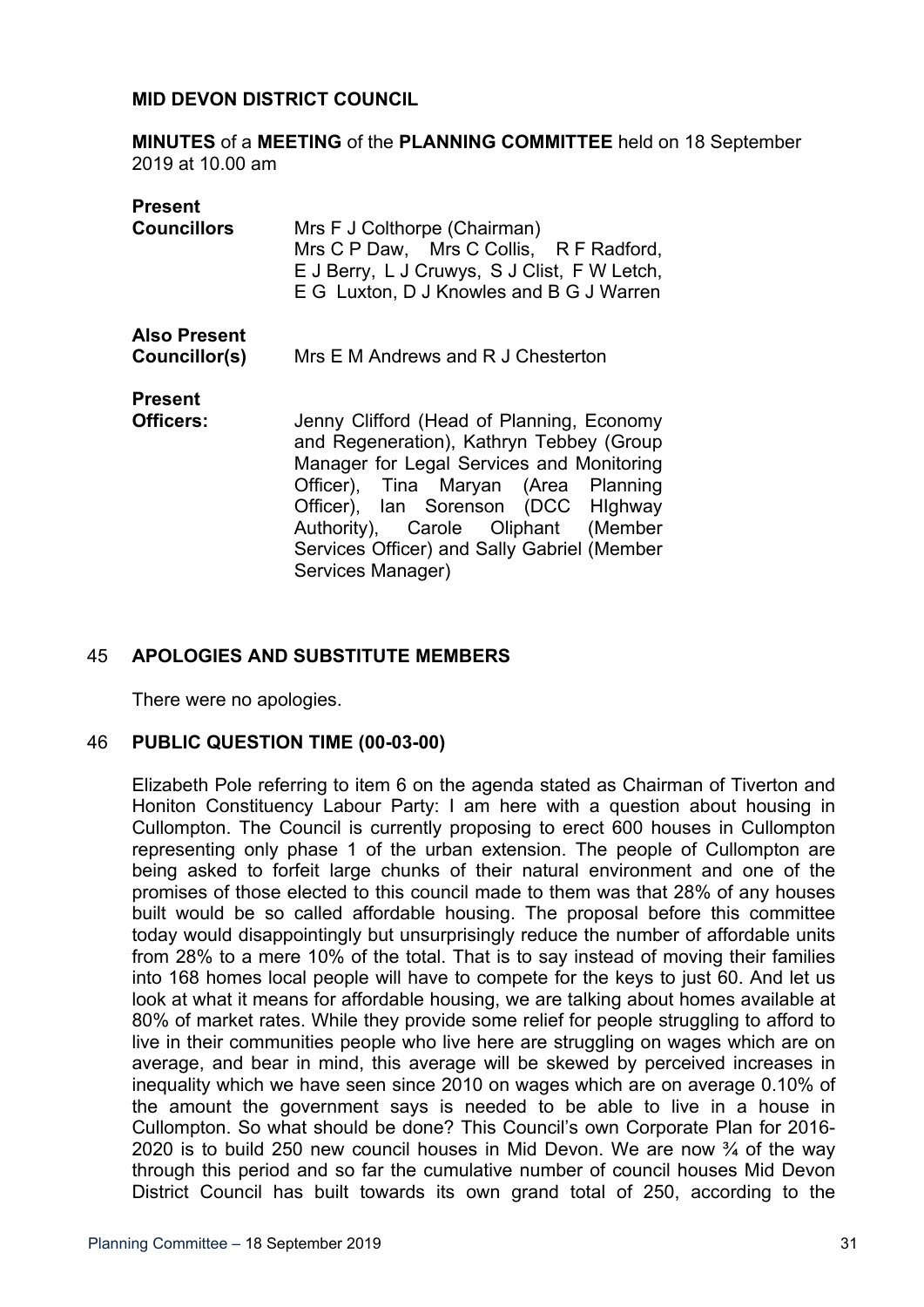**MID DEVON DISTRICT COUNCIL**

**MINUTES** of a **MEETING** of the **PLANNING COMMITTEE** held on 18 September 2019 at 10.00 am

| | |
|---|---|
| **Present Councillors** | Mrs F J Colthorpe (Chairman) Mrs C P Daw, Mrs C Collis, R F Radford, E J Berry, L J Cruwys, S J Clist, F W Letch, E G Luxton, D J Knowles and B G J Warren |
| **Also Present Councillor(s)** | Mrs E M Andrews and R J Chesterton |
| **Present Officers:** | Jenny Clifford (Head of Planning, Economy and Regeneration), Kathryn Tebbey (Group Manager for Legal Services and Monitoring Officer), Tina Maryan (Area Planning Officer), Ian Sorenson (DCC HIghway Authority), Carole Oliphant (Member Services Officer) and Sally Gabriel (Member Services Manager) |

## 45 APOLOGIES AND SUBSTITUTE MEMBERS

There were no apologies.

## 46 PUBLIC QUESTION TIME (00-03-00)

Elizabeth Pole referring to item 6 on the agenda stated as Chairman of Tiverton and Honiton Constituency Labour Party: I am here with a question about housing in Cullompton. The Council is currently proposing to erect 600 houses in Cullompton representing only phase 1 of the urban extension. The people of Cullompton are being asked to forfeit large chunks of their natural environment and one of the promises of those elected to this council made to them was that 28% of any houses built would be so called affordable housing. The proposal before this committee today would disappointingly but unsurprisingly reduce the number of affordable units from 28% to a mere 10% of the total. That is to say instead of moving their families into 168 homes local people will have to compete for the keys to just 60. And let us look at what it means for affordable housing, we are talking about homes available at 80% of market rates. While they provide some relief for people struggling to afford to live in their communities people who live here are struggling on wages which are on average, and bear in mind, this average will be skewed by perceived increases in inequality which we have seen since 2010 on wages which are on average 0.10% of the amount the government says is needed to be able to live in a house in Cullompton. So what should be done? This Council's own Corporate Plan for 2016-2020 is to build 250 new council houses in Mid Devon. We are now ¾ of the way through this period and so far the cumulative number of council houses Mid Devon District Council has built towards its own grand total of 250, according to the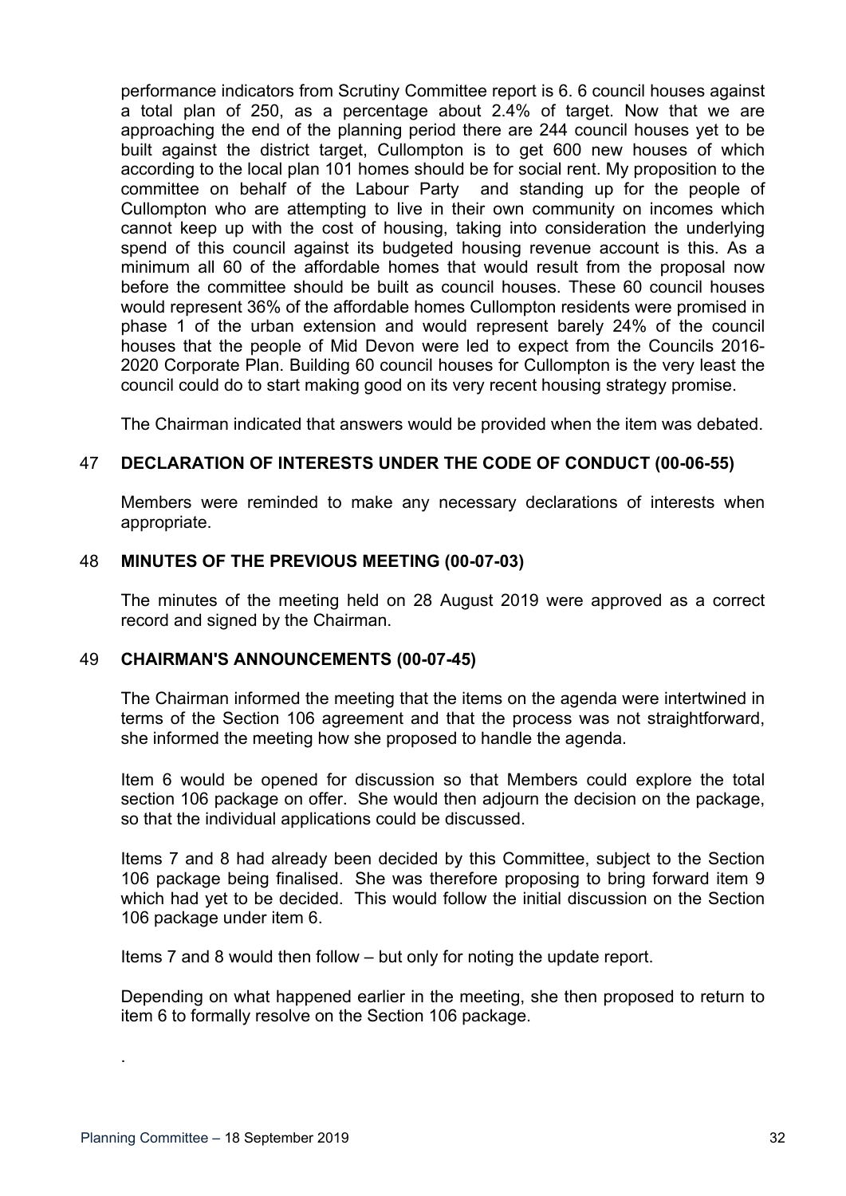performance indicators from Scrutiny Committee report is 6. 6 council houses against a total plan of 250, as a percentage about 2.4% of target. Now that we are approaching the end of the planning period there are 244 council houses yet to be built against the district target, Cullompton is to get 600 new houses of which according to the local plan 101 homes should be for social rent. My proposition to the committee on behalf of the Labour Party and standing up for the people of Cullompton who are attempting to live in their own community on incomes which cannot keep up with the cost of housing, taking into consideration the underlying spend of this council against its budgeted housing revenue account is this. As a minimum all 60 of the affordable homes that would result from the proposal now before the committee should be built as council houses. These 60 council houses would represent 36% of the affordable homes Cullompton residents were promised in phase 1 of the urban extension and would represent barely 24% of the council houses that the people of Mid Devon were led to expect from the Councils 2016-2020 Corporate Plan. Building 60 council houses for Cullompton is the very least the council could do to start making good on its very recent housing strategy promise.

The Chairman indicated that answers would be provided when the item was debated.

## 47 DECLARATION OF INTERESTS UNDER THE CODE OF CONDUCT (00-06-55)

Members were reminded to make any necessary declarations of interests when appropriate.

## 48 MINUTES OF THE PREVIOUS MEETING (00-07-03)

The minutes of the meeting held on 28 August 2019 were approved as a correct record and signed by the Chairman.

## 49 CHAIRMAN'S ANNOUNCEMENTS (00-07-45)

The Chairman informed the meeting that the items on the agenda were intertwined in terms of the Section 106 agreement and that the process was not straightforward, she informed the meeting how she proposed to handle the agenda.

Item 6 would be opened for discussion so that Members could explore the total section 106 package on offer. She would then adjourn the decision on the package, so that the individual applications could be discussed.

Items 7 and 8 had already been decided by this Committee, subject to the Section 106 package being finalised. She was therefore proposing to bring forward item 9 which had yet to be decided. This would follow the initial discussion on the Section 106 package under item 6.

Items 7 and 8 would then follow – but only for noting the update report.

Depending on what happened earlier in the meeting, she then proposed to return to item 6 to formally resolve on the Section 106 package.

.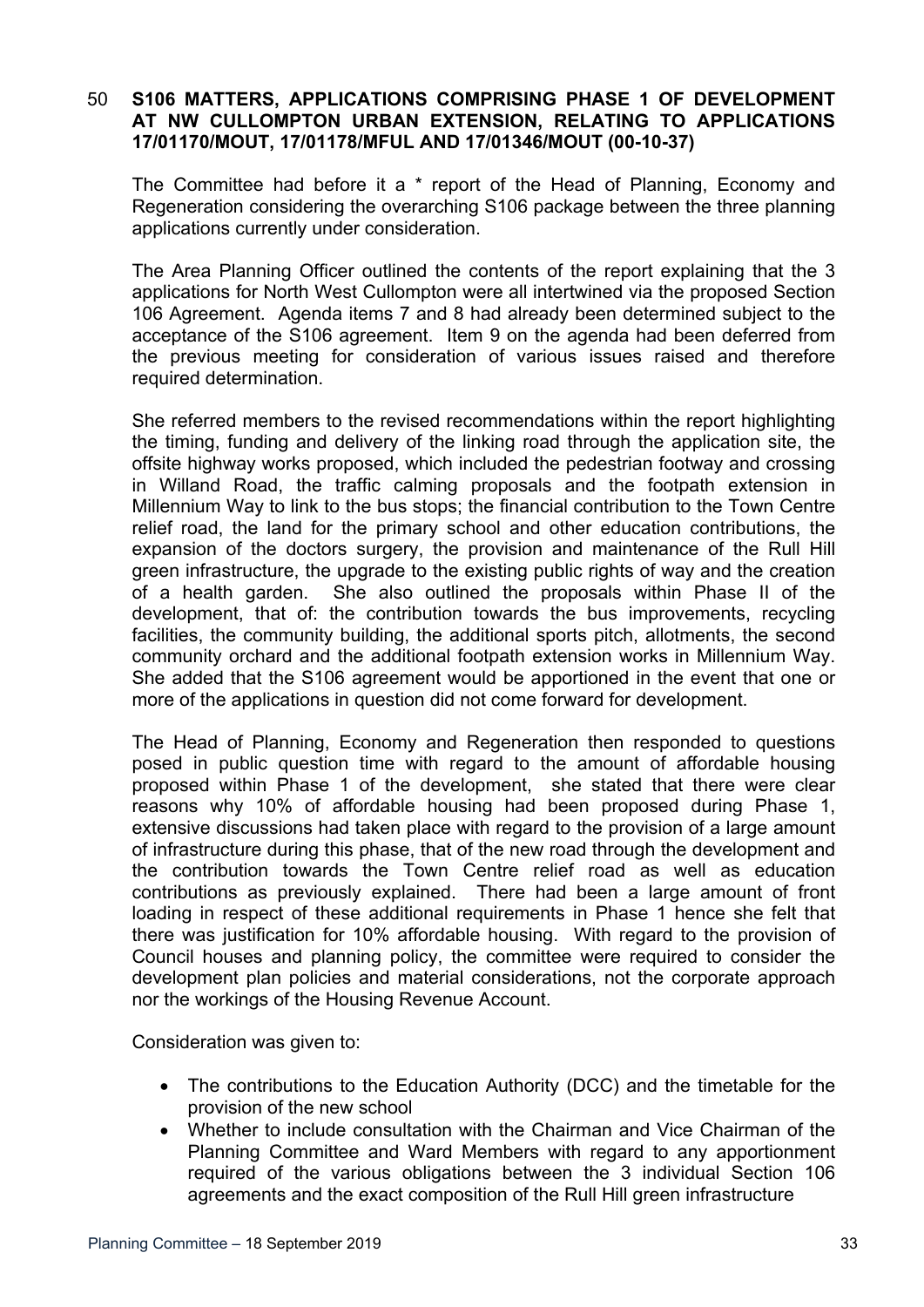### 50 S106 MATTERS, APPLICATIONS COMPRISING PHASE 1 OF DEVELOPMENT AT NW CULLOMPTON URBAN EXTENSION, RELATING TO APPLICATIONS 17/01170/MOUT, 17/01178/MFUL AND 17/01346/MOUT (00-10-37)

The Committee had before it a * report of the Head of Planning, Economy and Regeneration considering the overarching S106 package between the three planning applications currently under consideration.

The Area Planning Officer outlined the contents of the report explaining that the 3 applications for North West Cullompton were all intertwined via the proposed Section 106 Agreement. Agenda items 7 and 8 had already been determined subject to the acceptance of the S106 agreement. Item 9 on the agenda had been deferred from the previous meeting for consideration of various issues raised and therefore required determination.

She referred members to the revised recommendations within the report highlighting the timing, funding and delivery of the linking road through the application site, the offsite highway works proposed, which included the pedestrian footway and crossing in Willand Road, the traffic calming proposals and the footpath extension in Millennium Way to link to the bus stops; the financial contribution to the Town Centre relief road, the land for the primary school and other education contributions, the expansion of the doctors surgery, the provision and maintenance of the Rull Hill green infrastructure, the upgrade to the existing public rights of way and the creation of a health garden. She also outlined the proposals within Phase II of the development, that of: the contribution towards the bus improvements, recycling facilities, the community building, the additional sports pitch, allotments, the second community orchard and the additional footpath extension works in Millennium Way. She added that the S106 agreement would be apportioned in the event that one or more of the applications in question did not come forward for development.

The Head of Planning, Economy and Regeneration then responded to questions posed in public question time with regard to the amount of affordable housing proposed within Phase 1 of the development, she stated that there were clear reasons why 10% of affordable housing had been proposed during Phase 1, extensive discussions had taken place with regard to the provision of a large amount of infrastructure during this phase, that of the new road through the development and the contribution towards the Town Centre relief road as well as education contributions as previously explained. There had been a large amount of front loading in respect of these additional requirements in Phase 1 hence she felt that there was justification for 10% affordable housing. With regard to the provision of Council houses and planning policy, the committee were required to consider the development plan policies and material considerations, not the corporate approach nor the workings of the Housing Revenue Account.

Consideration was given to:

- The contributions to the Education Authority (DCC) and the timetable for the provision of the new school
- Whether to include consultation with the Chairman and Vice Chairman of the Planning Committee and Ward Members with regard to any apportionment required of the various obligations between the 3 individual Section 106 agreements and the exact composition of the Rull Hill green infrastructure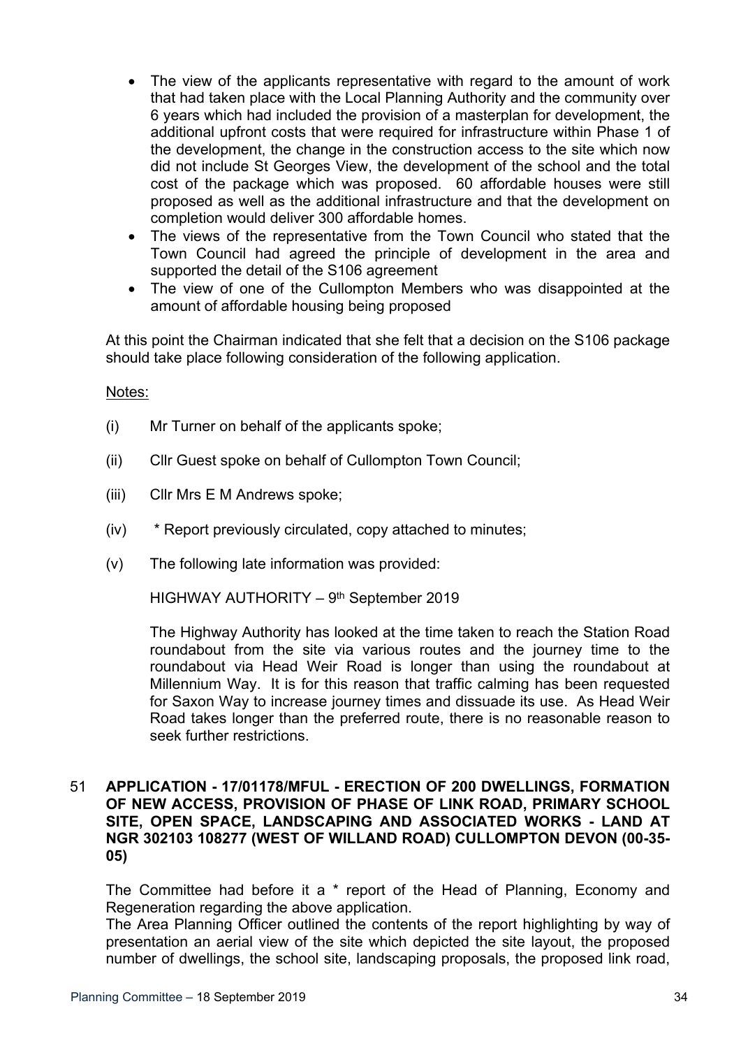- The view of the applicants representative with regard to the amount of work that had taken place with the Local Planning Authority and the community over 6 years which had included the provision of a masterplan for development, the additional upfront costs that were required for infrastructure within Phase 1 of the development, the change in the construction access to the site which now did not include St Georges View, the development of the school and the total cost of the package which was proposed. 60 affordable houses were still proposed as well as the additional infrastructure and that the development on completion would deliver 300 affordable homes.
- The views of the representative from the Town Council who stated that the Town Council had agreed the principle of development in the area and supported the detail of the S106 agreement
- The view of one of the Cullompton Members who was disappointed at the amount of affordable housing being proposed

At this point the Chairman indicated that she felt that a decision on the S106 package should take place following consideration of the following application.

Notes:

(i) Mr Turner on behalf of the applicants spoke;

(ii) Cllr Guest spoke on behalf of Cullompton Town Council;

(iii) Cllr Mrs E M Andrews spoke;

(iv) * Report previously circulated, copy attached to minutes;

(v) The following late information was provided:

HIGHWAY AUTHORITY – 9th September 2019

The Highway Authority has looked at the time taken to reach the Station Road roundabout from the site via various routes and the journey time to the roundabout via Head Weir Road is longer than using the roundabout at Millennium Way. It is for this reason that traffic calming has been requested for Saxon Way to increase journey times and dissuade its use. As Head Weir Road takes longer than the preferred route, there is no reasonable reason to seek further restrictions.

51 **APPLICATION - 17/01178/MFUL - ERECTION OF 200 DWELLINGS, FORMATION OF NEW ACCESS, PROVISION OF PHASE OF LINK ROAD, PRIMARY SCHOOL SITE, OPEN SPACE, LANDSCAPING AND ASSOCIATED WORKS - LAND AT NGR 302103 108277 (WEST OF WILLAND ROAD) CULLOMPTON DEVON (00-35-05)**

The Committee had before it a * report of the Head of Planning, Economy and Regeneration regarding the above application.

The Area Planning Officer outlined the contents of the report highlighting by way of presentation an aerial view of the site which depicted the site layout, the proposed number of dwellings, the school site, landscaping proposals, the proposed link road,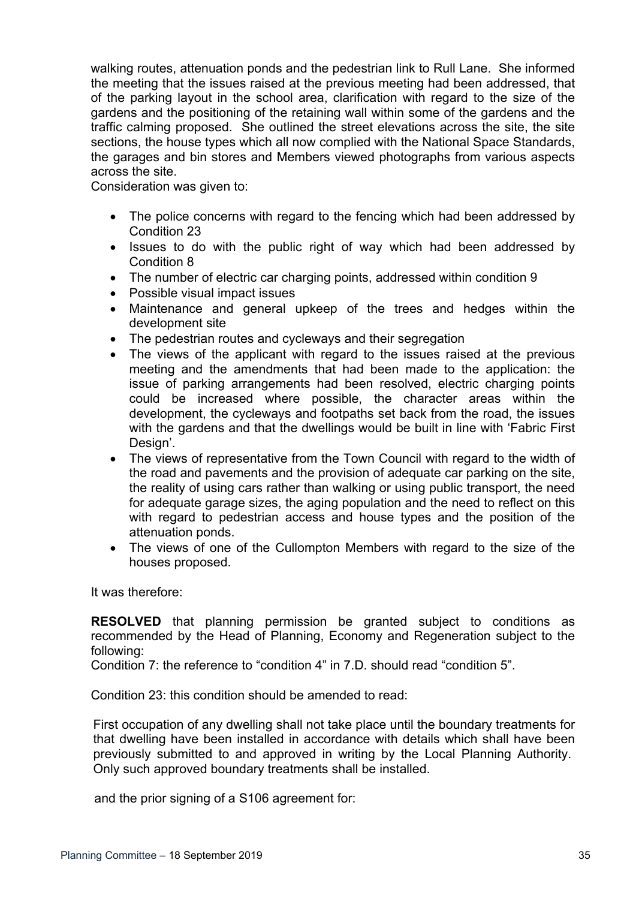walking routes, attenuation ponds and the pedestrian link to Rull Lane. She informed the meeting that the issues raised at the previous meeting had been addressed, that of the parking layout in the school area, clarification with regard to the size of the gardens and the positioning of the retaining wall within some of the gardens and the traffic calming proposed. She outlined the street elevations across the site, the site sections, the house types which all now complied with the National Space Standards, the garages and bin stores and Members viewed photographs from various aspects across the site.

Consideration was given to:

- The police concerns with regard to the fencing which had been addressed by Condition 23
- Issues to do with the public right of way which had been addressed by Condition 8
- The number of electric car charging points, addressed within condition 9
- Possible visual impact issues
- Maintenance and general upkeep of the trees and hedges within the development site
- The pedestrian routes and cycleways and their segregation
- The views of the applicant with regard to the issues raised at the previous meeting and the amendments that had been made to the application: the issue of parking arrangements had been resolved, electric charging points could be increased where possible, the character areas within the development, the cycleways and footpaths set back from the road, the issues with the gardens and that the dwellings would be built in line with 'Fabric First Design'.
- The views of representative from the Town Council with regard to the width of the road and pavements and the provision of adequate car parking on the site, the reality of using cars rather than walking or using public transport, the need for adequate garage sizes, the aging population and the need to reflect on this with regard to pedestrian access and house types and the position of the attenuation ponds.
- The views of one of the Cullompton Members with regard to the size of the houses proposed.

It was therefore:

**RESOLVED** that planning permission be granted subject to conditions as recommended by the Head of Planning, Economy and Regeneration subject to the following:
Condition 7: the reference to "condition 4" in 7.D. should read "condition 5".

Condition 23: this condition should be amended to read:

First occupation of any dwelling shall not take place until the boundary treatments for that dwelling have been installed in accordance with details which shall have been previously submitted to and approved in writing by the Local Planning Authority. Only such approved boundary treatments shall be installed.

and the prior signing of a S106 agreement for: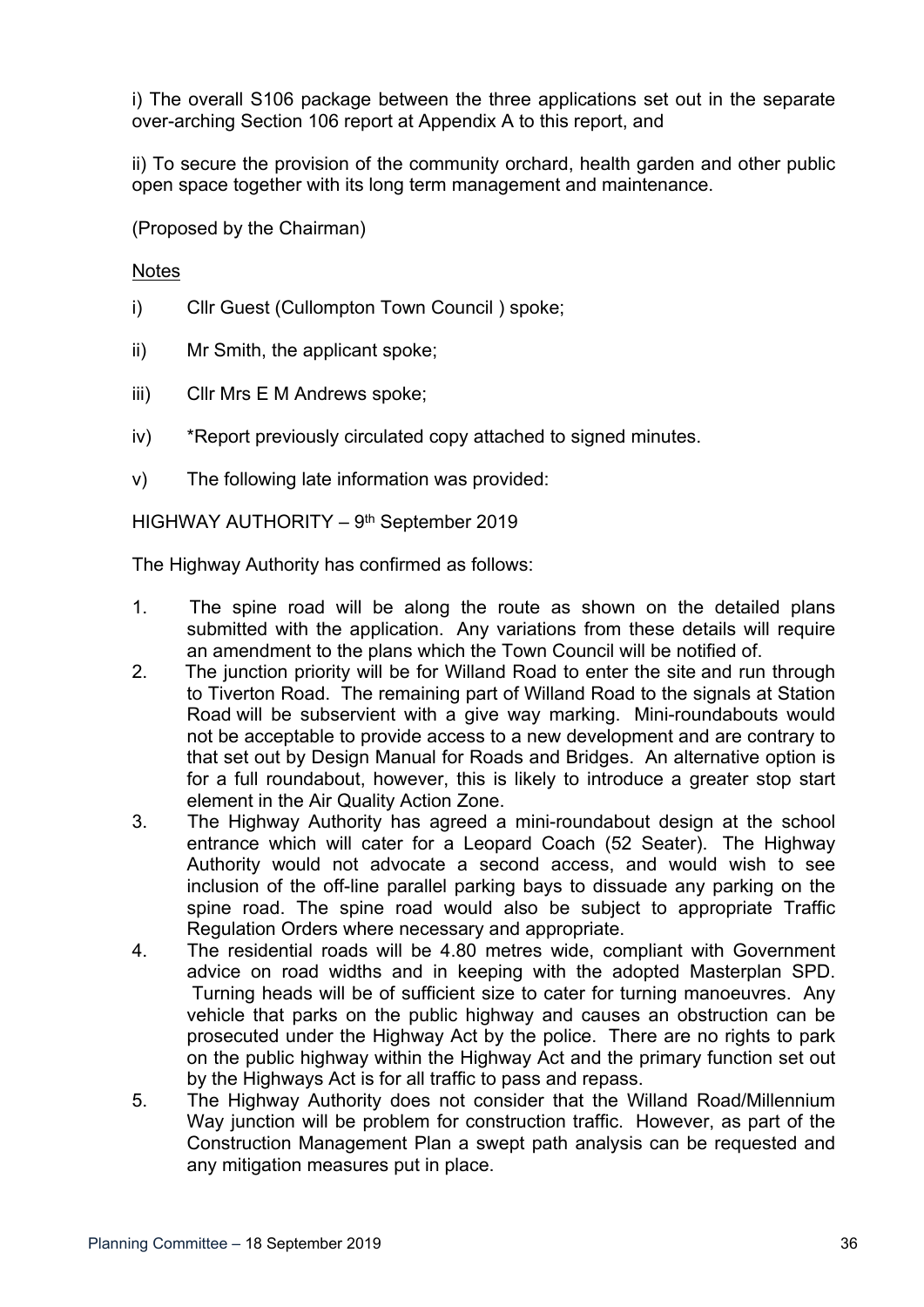i) The overall S106 package between the three applications set out in the separate over-arching Section 106 report at Appendix A to this report, and

ii) To secure the provision of the community orchard, health garden and other public open space together with its long term management and maintenance.

(Proposed by the Chairman)

Notes

i) Cllr Guest (Cullompton Town Council ) spoke;

ii) Mr Smith, the applicant spoke;

iii) Cllr Mrs E M Andrews spoke;

iv) *Report previously circulated copy attached to signed minutes.

v) The following late information was provided:

HIGHWAY AUTHORITY – 9th September 2019

The Highway Authority has confirmed as follows:

1. The spine road will be along the route as shown on the detailed plans submitted with the application. Any variations from these details will require an amendment to the plans which the Town Council will be notified of.
2. The junction priority will be for Willand Road to enter the site and run through to Tiverton Road. The remaining part of Willand Road to the signals at Station Road will be subservient with a give way marking. Mini-roundabouts would not be acceptable to provide access to a new development and are contrary to that set out by Design Manual for Roads and Bridges. An alternative option is for a full roundabout, however, this is likely to introduce a greater stop start element in the Air Quality Action Zone.
3. The Highway Authority has agreed a mini-roundabout design at the school entrance which will cater for a Leopard Coach (52 Seater). The Highway Authority would not advocate a second access, and would wish to see inclusion of the off-line parallel parking bays to dissuade any parking on the spine road. The spine road would also be subject to appropriate Traffic Regulation Orders where necessary and appropriate.
4. The residential roads will be 4.80 metres wide, compliant with Government advice on road widths and in keeping with the adopted Masterplan SPD. Turning heads will be of sufficient size to cater for turning manoeuvres. Any vehicle that parks on the public highway and causes an obstruction can be prosecuted under the Highway Act by the police. There are no rights to park on the public highway within the Highway Act and the primary function set out by the Highways Act is for all traffic to pass and repass.
5. The Highway Authority does not consider that the Willand Road/Millennium Way junction will be problem for construction traffic. However, as part of the Construction Management Plan a swept path analysis can be requested and any mitigation measures put in place.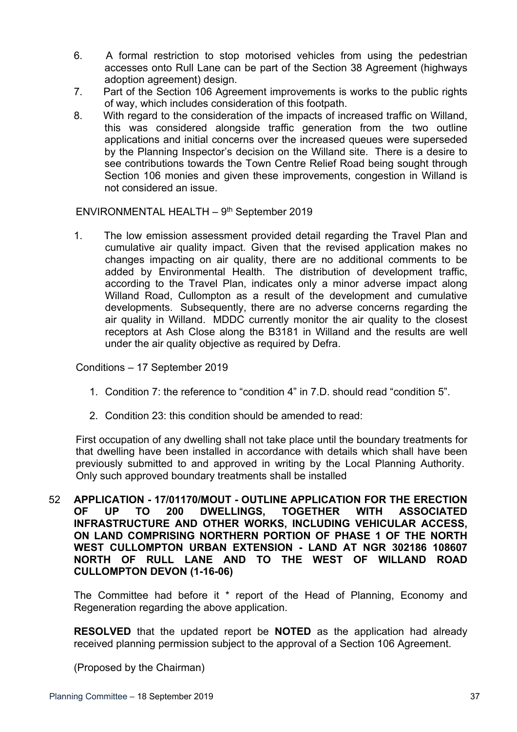6. A formal restriction to stop motorised vehicles from using the pedestrian accesses onto Rull Lane can be part of the Section 38 Agreement (highways adoption agreement) design.
7. Part of the Section 106 Agreement improvements is works to the public rights of way, which includes consideration of this footpath.
8. With regard to the consideration of the impacts of increased traffic on Willand, this was considered alongside traffic generation from the two outline applications and initial concerns over the increased queues were superseded by the Planning Inspector's decision on the Willand site. There is a desire to see contributions towards the Town Centre Relief Road being sought through Section 106 monies and given these improvements, congestion in Willand is not considered an issue.

ENVIRONMENTAL HEALTH – 9th September 2019

1. The low emission assessment provided detail regarding the Travel Plan and cumulative air quality impact. Given that the revised application makes no changes impacting on air quality, there are no additional comments to be added by Environmental Health. The distribution of development traffic, according to the Travel Plan, indicates only a minor adverse impact along Willand Road, Cullompton as a result of the development and cumulative developments. Subsequently, there are no adverse concerns regarding the air quality in Willand. MDDC currently monitor the air quality to the closest receptors at Ash Close along the B3181 in Willand and the results are well under the air quality objective as required by Defra.

Conditions – 17 September 2019

1. Condition 7: the reference to "condition 4" in 7.D. should read "condition 5".
2. Condition 23: this condition should be amended to read:

First occupation of any dwelling shall not take place until the boundary treatments for that dwelling have been installed in accordance with details which shall have been previously submitted to and approved in writing by the Local Planning Authority. Only such approved boundary treatments shall be installed

## 52 APPLICATION - 17/01170/MOUT - OUTLINE APPLICATION FOR THE ERECTION OF UP TO 200 DWELLINGS, TOGETHER WITH ASSOCIATED INFRASTRUCTURE AND OTHER WORKS, INCLUDING VEHICULAR ACCESS, ON LAND COMPRISING NORTHERN PORTION OF PHASE 1 OF THE NORTH WEST CULLOMPTON URBAN EXTENSION - LAND AT NGR 302186 108607 NORTH OF RULL LANE AND TO THE WEST OF WILLAND ROAD CULLOMPTON DEVON (1-16-06)

The Committee had before it * report of the Head of Planning, Economy and Regeneration regarding the above application.

**RESOLVED** that the updated report be **NOTED** as the application had already received planning permission subject to the approval of a Section 106 Agreement.

(Proposed by the Chairman)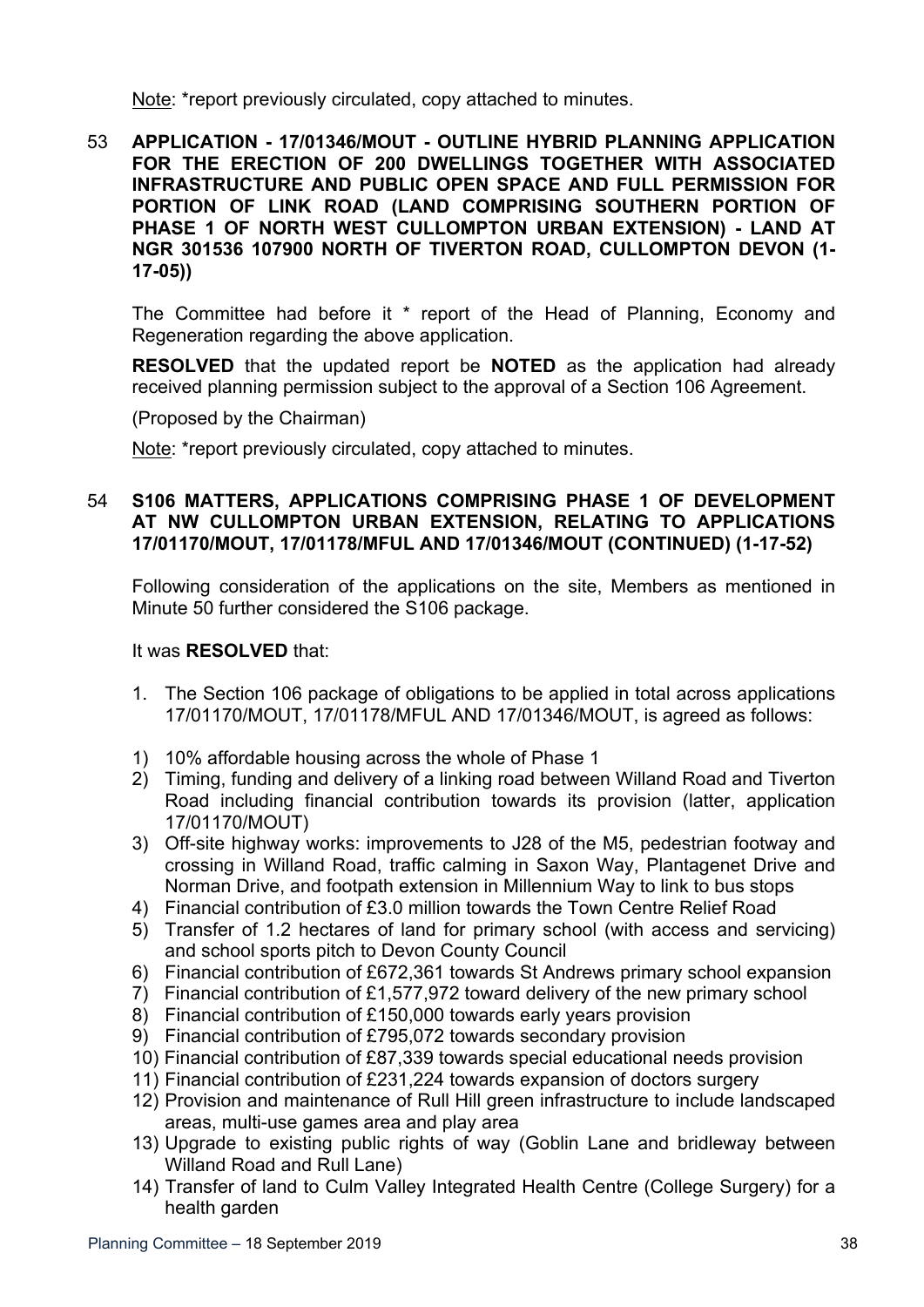Note: *report previously circulated, copy attached to minutes.

53 **APPLICATION - 17/01346/MOUT - OUTLINE HYBRID PLANNING APPLICATION FOR THE ERECTION OF 200 DWELLINGS TOGETHER WITH ASSOCIATED INFRASTRUCTURE AND PUBLIC OPEN SPACE AND FULL PERMISSION FOR PORTION OF LINK ROAD (LAND COMPRISING SOUTHERN PORTION OF PHASE 1 OF NORTH WEST CULLOMPTON URBAN EXTENSION) - LAND AT NGR 301536 107900 NORTH OF TIVERTON ROAD, CULLOMPTON DEVON (1-17-05))**

The Committee had before it * report of the Head of Planning, Economy and Regeneration regarding the above application.

**RESOLVED** that the updated report be **NOTED** as the application had already received planning permission subject to the approval of a Section 106 Agreement.

(Proposed by the Chairman)

Note: *report previously circulated, copy attached to minutes.

54 **S106 MATTERS, APPLICATIONS COMPRISING PHASE 1 OF DEVELOPMENT AT NW CULLOMPTON URBAN EXTENSION, RELATING TO APPLICATIONS 17/01170/MOUT, 17/01178/MFUL AND 17/01346/MOUT (CONTINUED) (1-17-52)**

Following consideration of the applications on the site, Members as mentioned in Minute 50 further considered the S106 package.

It was **RESOLVED** that:

1. The Section 106 package of obligations to be applied in total across applications 17/01170/MOUT, 17/01178/MFUL AND 17/01346/MOUT, is agreed as follows:

1) 10% affordable housing across the whole of Phase 1
2) Timing, funding and delivery of a linking road between Willand Road and Tiverton Road including financial contribution towards its provision (latter, application 17/01170/MOUT)
3) Off-site highway works: improvements to J28 of the M5, pedestrian footway and crossing in Willand Road, traffic calming in Saxon Way, Plantagenet Drive and Norman Drive, and footpath extension in Millennium Way to link to bus stops
4) Financial contribution of £3.0 million towards the Town Centre Relief Road
5) Transfer of 1.2 hectares of land for primary school (with access and servicing) and school sports pitch to Devon County Council
6) Financial contribution of £672,361 towards St Andrews primary school expansion
7) Financial contribution of £1,577,972 toward delivery of the new primary school
8) Financial contribution of £150,000 towards early years provision
9) Financial contribution of £795,072 towards secondary provision
10) Financial contribution of £87,339 towards special educational needs provision
11) Financial contribution of £231,224 towards expansion of doctors surgery
12) Provision and maintenance of Rull Hill green infrastructure to include landscaped areas, multi-use games area and play area
13) Upgrade to existing public rights of way (Goblin Lane and bridleway between Willand Road and Rull Lane)
14) Transfer of land to Culm Valley Integrated Health Centre (College Surgery) for a health garden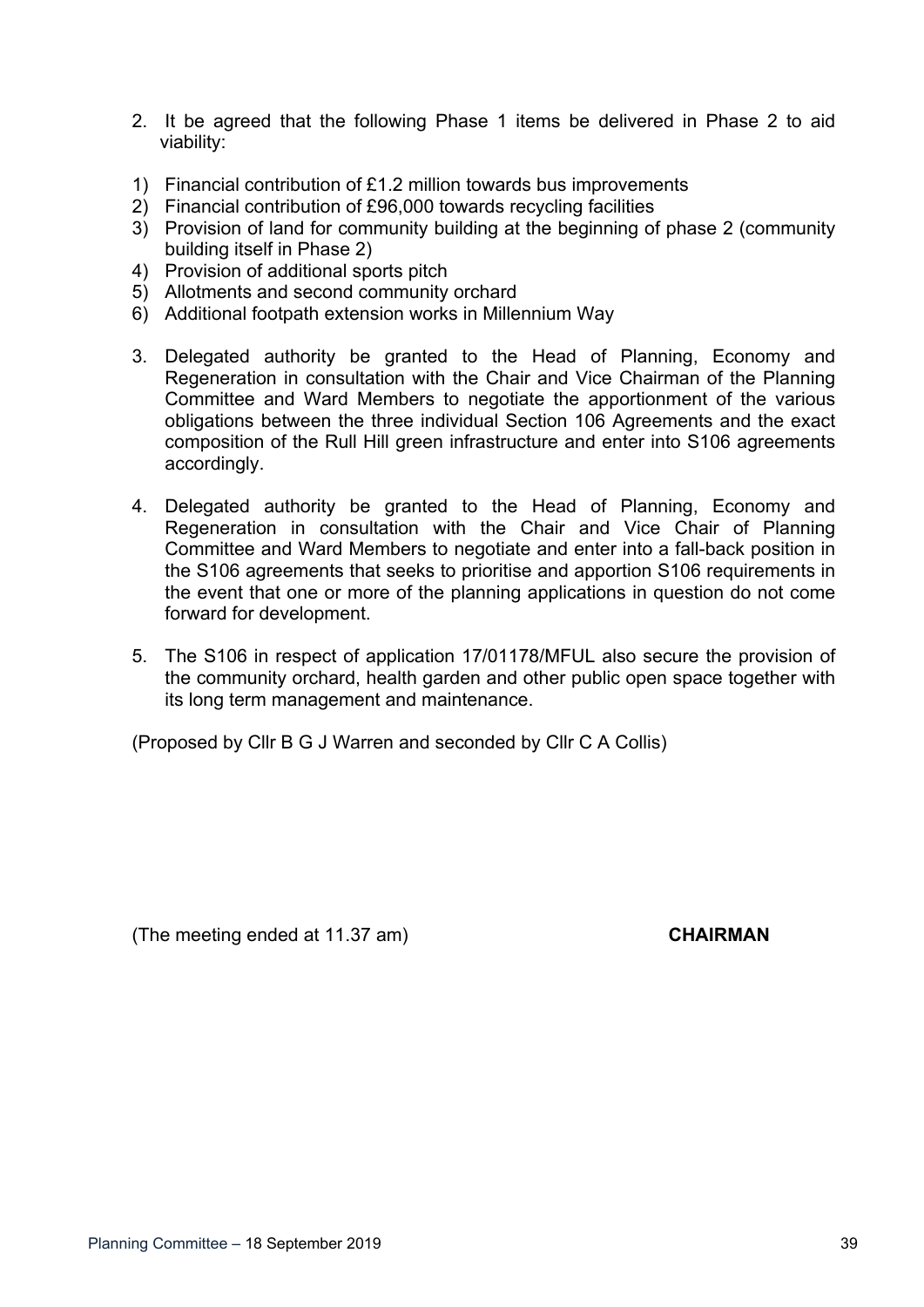2. It be agreed that the following Phase 1 items be delivered in Phase 2 to aid viability:

1) Financial contribution of £1.2 million towards bus improvements
2) Financial contribution of £96,000 towards recycling facilities
3) Provision of land for community building at the beginning of phase 2 (community building itself in Phase 2)
4) Provision of additional sports pitch
5) Allotments and second community orchard
6) Additional footpath extension works in Millennium Way

3. Delegated authority be granted to the Head of Planning, Economy and Regeneration in consultation with the Chair and Vice Chairman of the Planning Committee and Ward Members to negotiate the apportionment of the various obligations between the three individual Section 106 Agreements and the exact composition of the Rull Hill green infrastructure and enter into S106 agreements accordingly.

4. Delegated authority be granted to the Head of Planning, Economy and Regeneration in consultation with the Chair and Vice Chair of Planning Committee and Ward Members to negotiate and enter into a fall-back position in the S106 agreements that seeks to prioritise and apportion S106 requirements in the event that one or more of the planning applications in question do not come forward for development.

5. The S106 in respect of application 17/01178/MFUL also secure the provision of the community orchard, health garden and other public open space together with its long term management and maintenance.

(Proposed by Cllr B G J Warren and seconded by Cllr C A Collis)

(The meeting ended at 11.37 am) **CHAIRMAN**